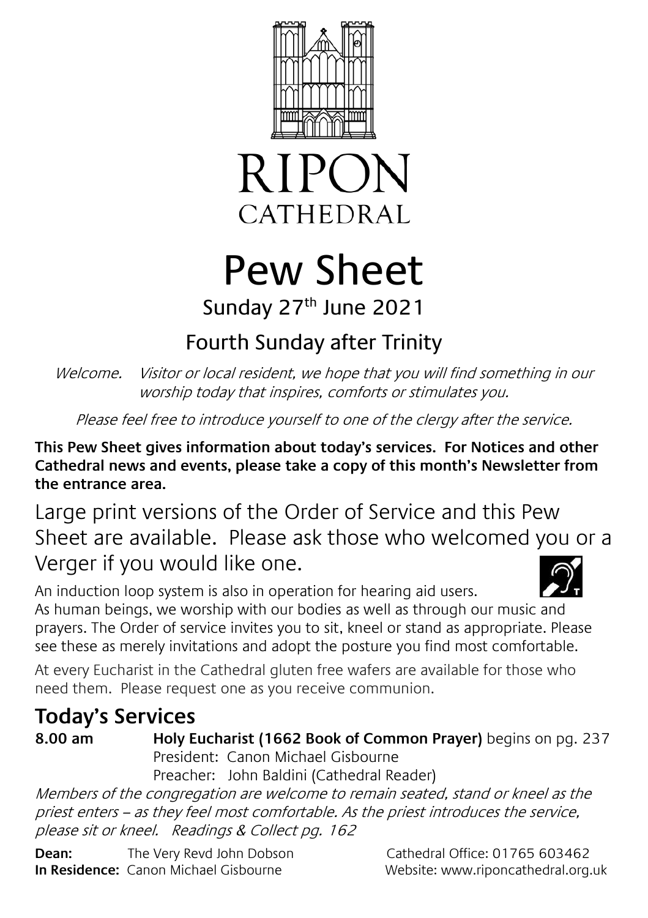# RIPON
CATHEDRAL

# Pew Sheet

Sunday 27th June 2021

## Fourth Sunday after Trinity

*Welcome. Visitor or local resident, we hope that you will find something in our worship today that inspires, comforts or stimulates you.*

*Please feel free to introduce yourself to one of the clergy after the service.*

**This Pew Sheet gives information about today's services. For Notices and other Cathedral news and events, please take a copy of this month's Newsletter from the entrance area.**

Large print versions of the Order of Service and this Pew Sheet are available. Please ask those who welcomed you or a Verger if you would like one.

An induction loop system is also in operation for hearing aid users.

As human beings, we worship with our bodies as well as through our music and prayers. The Order of service invites you to sit, kneel or stand as appropriate. Please see these as merely invitations and adopt the posture you find most comfortable.

At every Eucharist in the Cathedral gluten free wafers are available for those who need them. Please request one as you receive communion.

## Today's Services

**8.00 am** **Holy Eucharist (1662 Book of Common Prayer)** begins on pg. 237
President: Canon Michael Gisbourne
Preacher: John Baldini (Cathedral Reader)

*Members of the congregation are welcome to remain seated, stand or kneel as the priest enters – as they feel most comfortable. As the priest introduces the service, please sit or kneel. Readings & Collect pg. 162*

**Dean:** The Very Revd John Dobson
**In Residence:** Canon Michael Gisbourne

Cathedral Office: 01765 603462
Website: www.riponcathedral.org.uk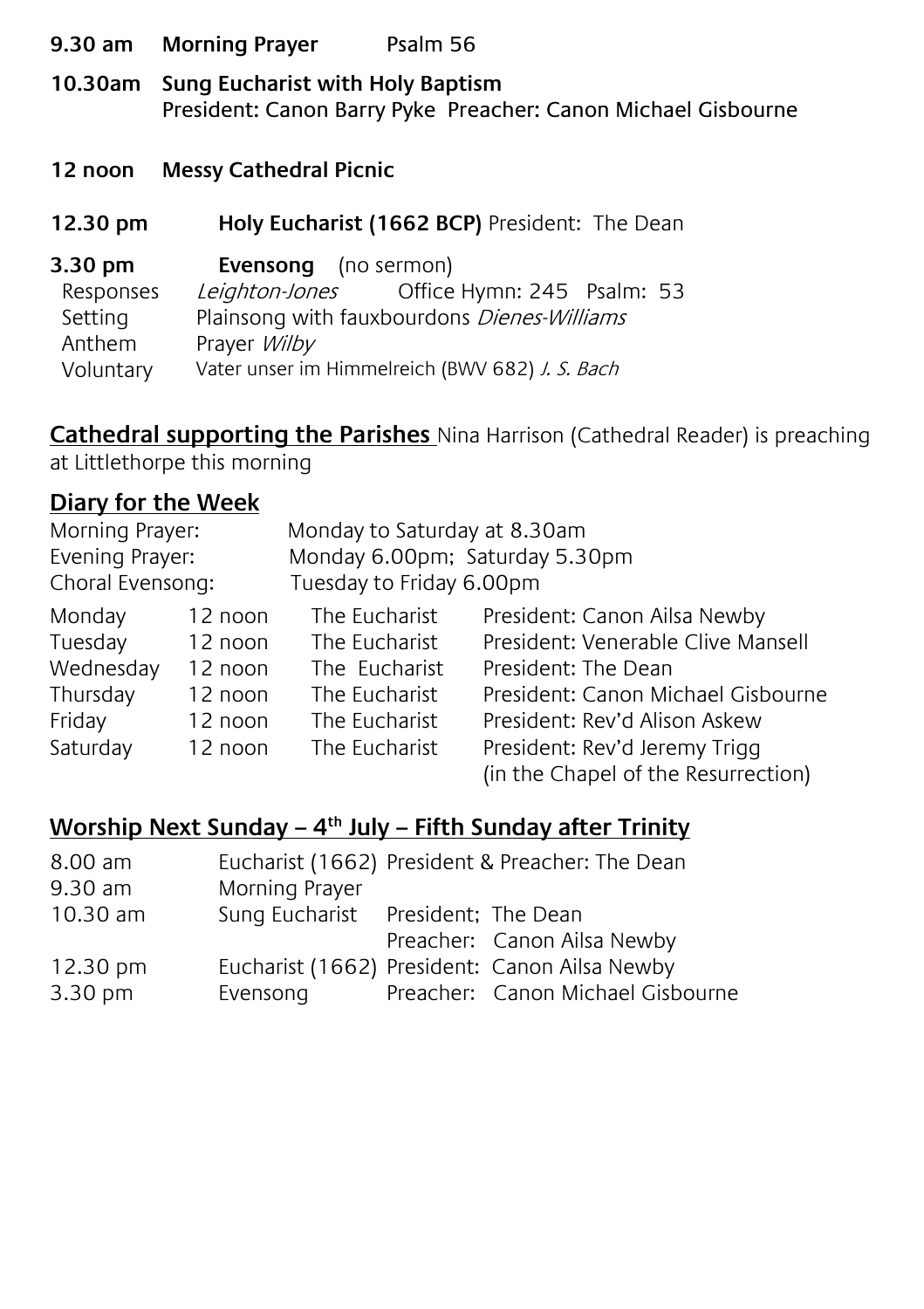**9.30 am** **Morning Prayer** Psalm 56

**10.30am** **Sung Eucharist with Holy Baptism**
President: Canon Barry Pyke Preacher: Canon Michael Gisbourne

**12 noon** **Messy Cathedral Picnic**

**12.30 pm** **Holy Eucharist (1662 BCP)** President: The Dean

**3.30 pm** **Evensong** (no sermon)

| | | |
|---|---|---|
| Responses | *Leighton-Jones* | Office Hymn: 245 Psalm: 53 |
| Setting | Plainsong with fauxbourdons *Dienes-Williams* | |
| Anthem | Prayer *Wilby* | |
| Voluntary | Vater unser im Himmelreich (BWV 682) *J. S. Bach* | |

**Cathedral supporting the Parishes** Nina Harrison (Cathedral Reader) is preaching at Littlethorpe this morning

## Diary for the Week

Morning Prayer: Monday to Saturday at 8.30am
Evening Prayer: Monday 6.00pm; Saturday 5.30pm
Choral Evensong: Tuesday to Friday 6.00pm

| | | | |
|---|---|---|---|
| Monday | 12 noon | The Eucharist | President: Canon Ailsa Newby |
| Tuesday | 12 noon | The Eucharist | President: Venerable Clive Mansell |
| Wednesday | 12 noon | The Eucharist | President: The Dean |
| Thursday | 12 noon | The Eucharist | President: Canon Michael Gisbourne |
| Friday | 12 noon | The Eucharist | President: Rev'd Alison Askew |
| Saturday | 12 noon | The Eucharist | President: Rev'd Jeremy Trigg (in the Chapel of the Resurrection) |

## Worship Next Sunday – 4th July – Fifth Sunday after Trinity

| | | |
|---|---|---|
| 8.00 am | Eucharist (1662) | President & Preacher: The Dean |
| 9.30 am | Morning Prayer | |
| 10.30 am | Sung Eucharist | President; The Dean<br>Preacher: Canon Ailsa Newby |
| 12.30 pm | Eucharist (1662) | President: Canon Ailsa Newby |
| 3.30 pm | Evensong | Preacher: Canon Michael Gisbourne |